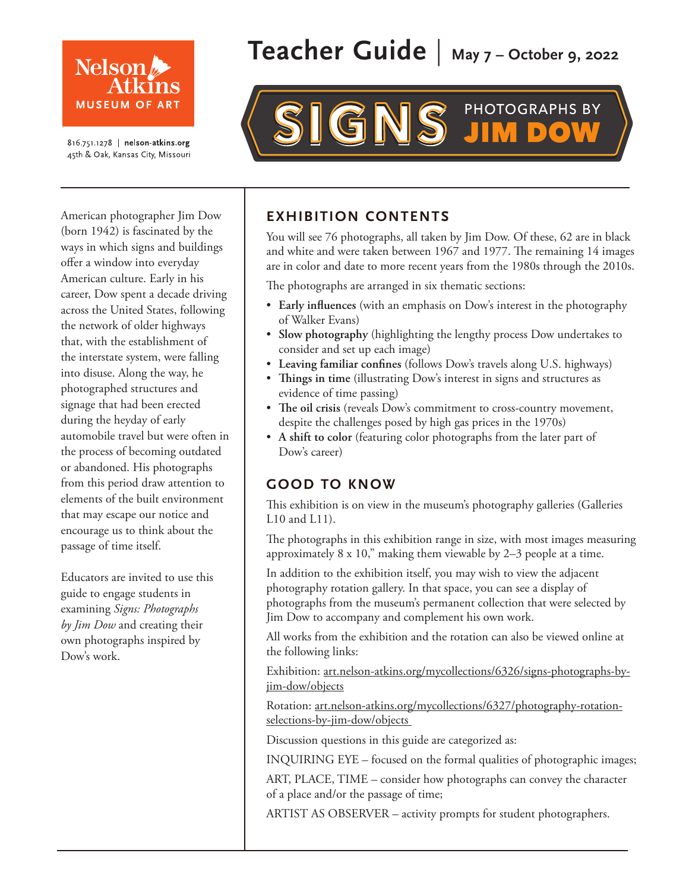Nelson Atkins MUSEUM OF ART

816.751.1278 | nelson-atkins.org
45th & Oak, Kansas City, Missouri

# Teacher Guide | May 7 – October 9, 2022

## SIGNS PHOTOGRAPHS BY JIM DOW

American photographer Jim Dow (born 1942) is fascinated by the ways in which signs and buildings offer a window into everyday American culture. Early in his career, Dow spent a decade driving across the United States, following the network of older highways that, with the establishment of the interstate system, were falling into disuse. Along the way, he photographed structures and signage that had been erected during the heyday of early automobile travel but were often in the process of becoming outdated or abandoned. His photographs from this period draw attention to elements of the built environment that may escape our notice and encourage us to think about the passage of time itself.

Educators are invited to use this guide to engage students in examining *Signs: Photographs by Jim Dow* and creating their own photographs inspired by Dow's work.

### EXHIBITION CONTENTS

You will see 76 photographs, all taken by Jim Dow. Of these, 62 are in black and white and were taken between 1967 and 1977. The remaining 14 images are in color and date to more recent years from the 1980s through the 2010s.

The photographs are arranged in six thematic sections:

- **Early influences** (with an emphasis on Dow's interest in the photography of Walker Evans)
- **Slow photography** (highlighting the lengthy process Dow undertakes to consider and set up each image)
- **Leaving familiar confines** (follows Dow's travels along U.S. highways)
- **Things in time** (illustrating Dow's interest in signs and structures as evidence of time passing)
- **The oil crisis** (reveals Dow's commitment to cross-country movement, despite the challenges posed by high gas prices in the 1970s)
- **A shift to color** (featuring color photographs from the later part of Dow's career)

### GOOD TO KNOW

This exhibition is on view in the museum's photography galleries (Galleries L10 and L11).

The photographs in this exhibition range in size, with most images measuring approximately 8 x 10," making them viewable by 2–3 people at a time.

In addition to the exhibition itself, you may wish to view the adjacent photography rotation gallery. In that space, you can see a display of photographs from the museum's permanent collection that were selected by Jim Dow to accompany and complement his own work.

All works from the exhibition and the rotation can also be viewed online at the following links:

Exhibition: art.nelson-atkins.org/mycollections/6326/signs-photographs-by-jim-dow/objects

Rotation: art.nelson-atkins.org/mycollections/6327/photography-rotation-selections-by-jim-dow/objects

Discussion questions in this guide are categorized as:

INQUIRING EYE – focused on the formal qualities of photographic images;

ART, PLACE, TIME – consider how photographs can convey the character of a place and/or the passage of time;

ARTIST AS OBSERVER – activity prompts for student photographers.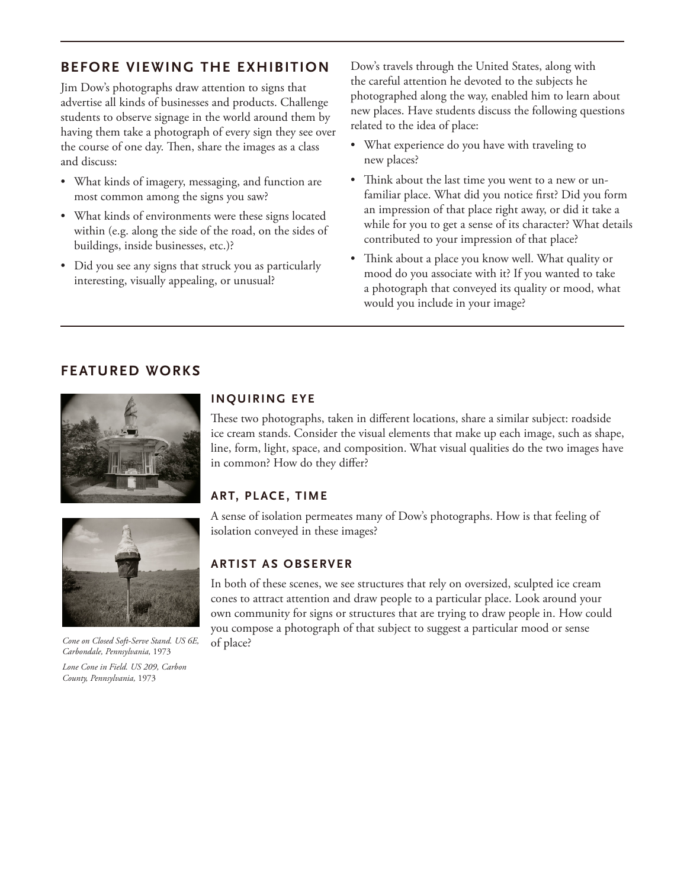## BEFORE VIEWING THE EXHIBITION

Jim Dow's photographs draw attention to signs that advertise all kinds of businesses and products. Challenge students to observe signage in the world around them by having them take a photograph of every sign they see over the course of one day. Then, share the images as a class and discuss:

- What kinds of imagery, messaging, and function are most common among the signs you saw?
- What kinds of environments were these signs located within (e.g. along the side of the road, on the sides of buildings, inside businesses, etc.)?
- Did you see any signs that struck you as particularly interesting, visually appealing, or unusual?

Dow's travels through the United States, along with the careful attention he devoted to the subjects he photographed along the way, enabled him to learn about new places. Have students discuss the following questions related to the idea of place:

- What experience do you have with traveling to new places?
- Think about the last time you went to a new or unfamiliar place. What did you notice first? Did you form an impression of that place right away, or did it take a while for you to get a sense of its character? What details contributed to your impression of that place?
- Think about a place you know well. What quality or mood do you associate with it? If you wanted to take a photograph that conveyed its quality or mood, what would you include in your image?

## FEATURED WORKS

*Cone on Closed Soft-Serve Stand. US 6E, Carbondale, Pennsylvania,* 1973

*Lone Cone in Field. US 209, Carbon County, Pennsylvania,* 1973

### INQUIRING EYE

These two photographs, taken in different locations, share a similar subject: roadside ice cream stands. Consider the visual elements that make up each image, such as shape, line, form, light, space, and composition. What visual qualities do the two images have in common? How do they differ?

### ART, PLACE, TIME

A sense of isolation permeates many of Dow's photographs. How is that feeling of isolation conveyed in these images?

### ARTIST AS OBSERVER

In both of these scenes, we see structures that rely on oversized, sculpted ice cream cones to attract attention and draw people to a particular place. Look around your own community for signs or structures that are trying to draw people in. How could you compose a photograph of that subject to suggest a particular mood or sense of place?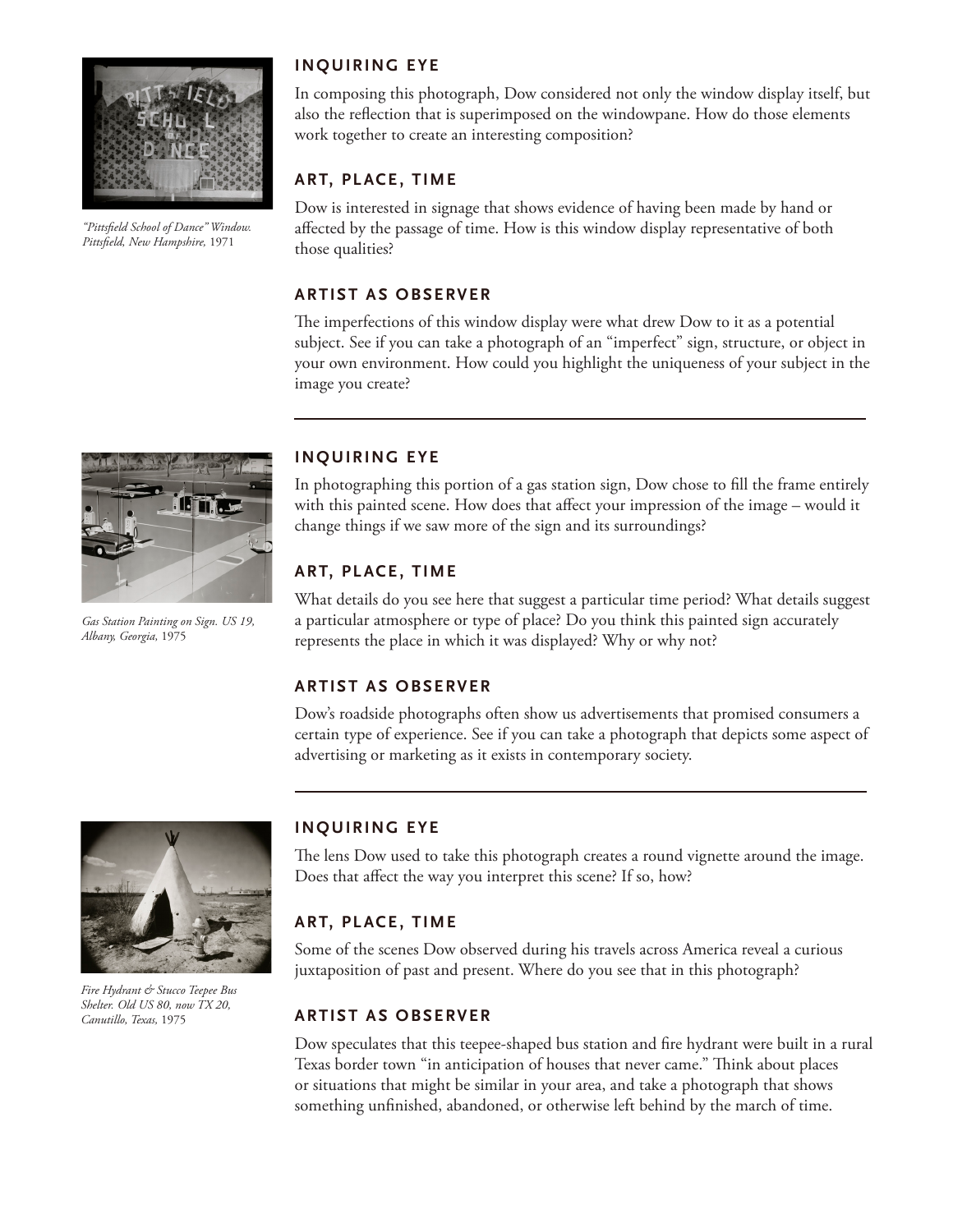*"Pittsfield School of Dance" Window. Pittsfield, New Hampshire,* 1971

### INQUIRING EYE

In composing this photograph, Dow considered not only the window display itself, but also the reflection that is superimposed on the windowpane. How do those elements work together to create an interesting composition?

### ART, PLACE, TIME

Dow is interested in signage that shows evidence of having been made by hand or affected by the passage of time. How is this window display representative of both those qualities?

### ARTIST AS OBSERVER

The imperfections of this window display were what drew Dow to it as a potential subject. See if you can take a photograph of an "imperfect" sign, structure, or object in your own environment. How could you highlight the uniqueness of your subject in the image you create?

---

*Gas Station Painting on Sign. US 19, Albany, Georgia,* 1975

### INQUIRING EYE

In photographing this portion of a gas station sign, Dow chose to fill the frame entirely with this painted scene. How does that affect your impression of the image – would it change things if we saw more of the sign and its surroundings?

### ART, PLACE, TIME

What details do you see here that suggest a particular time period? What details suggest a particular atmosphere or type of place? Do you think this painted sign accurately represents the place in which it was displayed? Why or why not?

### ARTIST AS OBSERVER

Dow's roadside photographs often show us advertisements that promised consumers a certain type of experience. See if you can take a photograph that depicts some aspect of advertising or marketing as it exists in contemporary society.

---

*Fire Hydrant & Stucco Teepee Bus Shelter. Old US 80, now TX 20, Canutillo, Texas,* 1975

### INQUIRING EYE

The lens Dow used to take this photograph creates a round vignette around the image. Does that affect the way you interpret this scene? If so, how?

### ART, PLACE, TIME

Some of the scenes Dow observed during his travels across America reveal a curious juxtaposition of past and present. Where do you see that in this photograph?

### ARTIST AS OBSERVER

Dow speculates that this teepee-shaped bus station and fire hydrant were built in a rural Texas border town "in anticipation of houses that never came." Think about places or situations that might be similar in your area, and take a photograph that shows something unfinished, abandoned, or otherwise left behind by the march of time.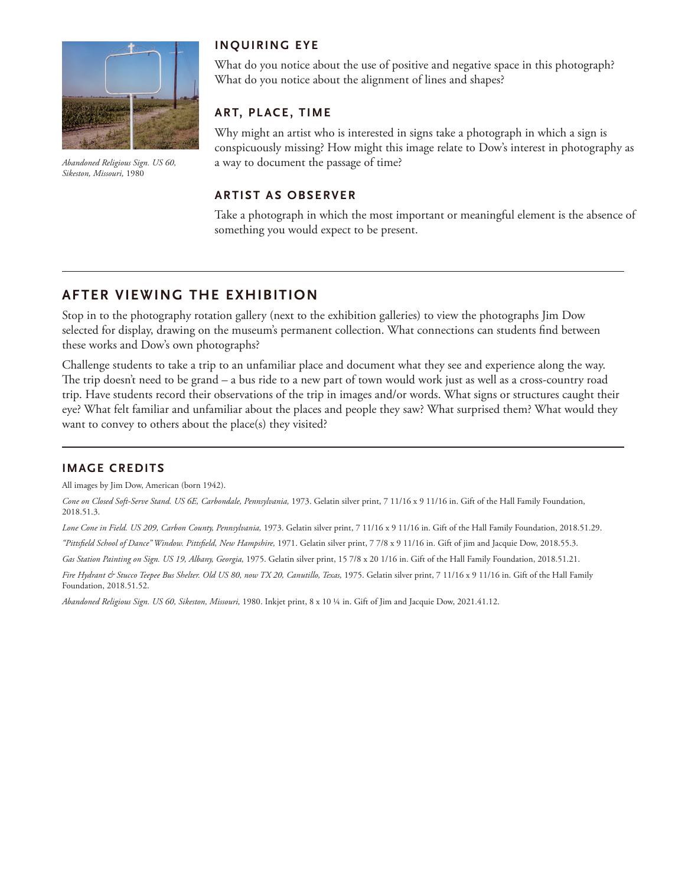*Abandoned Religious Sign. US 60, Sikeston, Missouri,* 1980

### INQUIRING EYE

What do you notice about the use of positive and negative space in this photograph? What do you notice about the alignment of lines and shapes?

### ART, PLACE, TIME

Why might an artist who is interested in signs take a photograph in which a sign is conspicuously missing? How might this image relate to Dow's interest in photography as a way to document the passage of time?

### ARTIST AS OBSERVER

Take a photograph in which the most important or meaningful element is the absence of something you would expect to be present.

---

## AFTER VIEWING THE EXHIBITION

Stop in to the photography rotation gallery (next to the exhibition galleries) to view the photographs Jim Dow selected for display, drawing on the museum's permanent collection. What connections can students find between these works and Dow's own photographs?

Challenge students to take a trip to an unfamiliar place and document what they see and experience along the way. The trip doesn't need to be grand – a bus ride to a new part of town would work just as well as a cross-country road trip. Have students record their observations of the trip in images and/or words. What signs or structures caught their eye? What felt familiar and unfamiliar about the places and people they saw? What surprised them? What would they want to convey to others about the place(s) they visited?

---

### IMAGE CREDITS

All images by Jim Dow, American (born 1942).

*Cone on Closed Soft-Serve Stand. US 6E, Carbondale, Pennsylvania,* 1973. Gelatin silver print, 7 11/16 x 9 11/16 in. Gift of the Hall Family Foundation, 2018.51.3.

*Lone Cone in Field. US 209, Carbon County, Pennsylvania,* 1973. Gelatin silver print, 7 11/16 x 9 11/16 in. Gift of the Hall Family Foundation, 2018.51.29.

*"Pittsfield School of Dance" Window. Pittsfield, New Hampshire,* 1971. Gelatin silver print, 7 7/8 x 9 11/16 in. Gift of jim and Jacquie Dow, 2018.55.3.

*Gas Station Painting on Sign. US 19, Albany, Georgia,* 1975. Gelatin silver print, 15 7/8 x 20 1/16 in. Gift of the Hall Family Foundation, 2018.51.21.

*Fire Hydrant & Stucco Teepee Bus Shelter. Old US 80, now TX 20, Canutillo, Texas,* 1975. Gelatin silver print, 7 11/16 x 9 11/16 in. Gift of the Hall Family Foundation, 2018.51.52.

*Abandoned Religious Sign. US 60, Sikeston, Missouri,* 1980. Inkjet print, 8 x 10 ¼ in. Gift of Jim and Jacquie Dow, 2021.41.12.